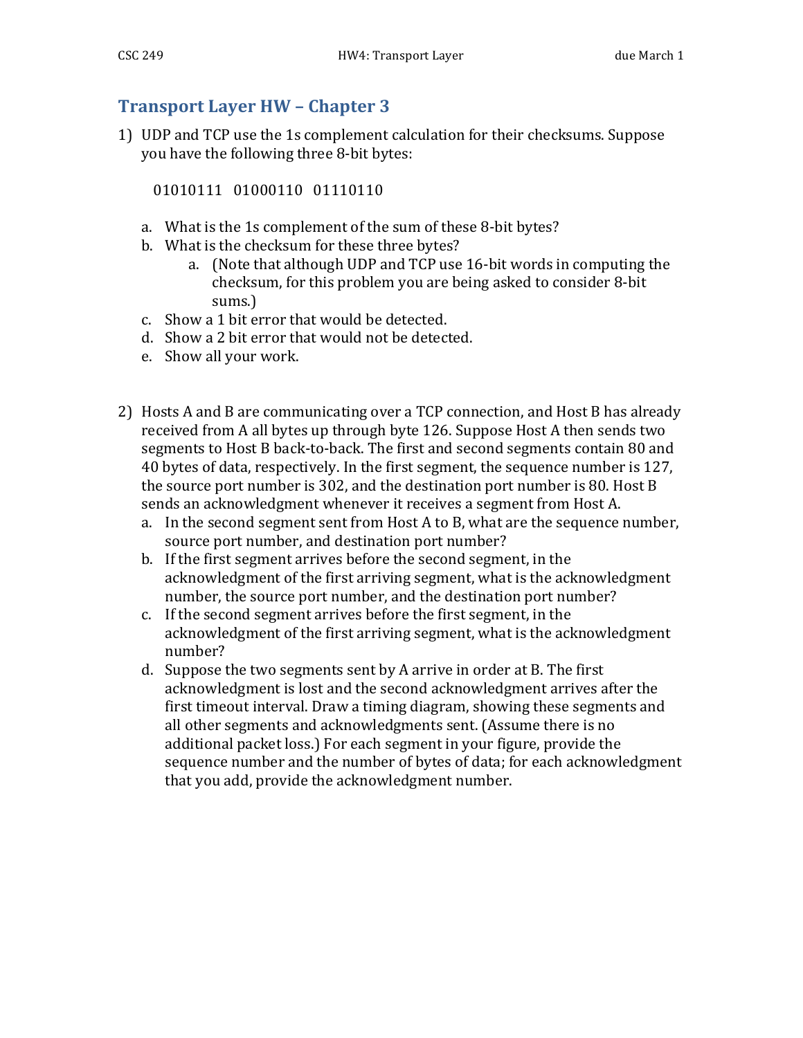# Transport Layer HW – Chapter 3

1) UDP and TCP use the 1s complement calculation for their checksums. Suppose you have the following three 8-bit bytes:

   01010111   01000110   01110110

   a. What is the 1s complement of the sum of these 8-bit bytes?
   b. What is the checksum for these three bytes?
      a. (Note that although UDP and TCP use 16-bit words in computing the checksum, for this problem you are being asked to consider 8-bit sums.)
   c. Show a 1 bit error that would be detected.
   d. Show a 2 bit error that would not be detected.
   e. Show all your work.

2) Hosts A and B are communicating over a TCP connection, and Host B has already received from A all bytes up through byte 126. Suppose Host A then sends two segments to Host B back-to-back. The first and second segments contain 80 and 40 bytes of data, respectively. In the first segment, the sequence number is 127, the source port number is 302, and the destination port number is 80. Host B sends an acknowledgment whenever it receives a segment from Host A.

   a. In the second segment sent from Host A to B, what are the sequence number, source port number, and destination port number?
   b. If the first segment arrives before the second segment, in the acknowledgment of the first arriving segment, what is the acknowledgment number, the source port number, and the destination port number?
   c. If the second segment arrives before the first segment, in the acknowledgment of the first arriving segment, what is the acknowledgment number?
   d. Suppose the two segments sent by A arrive in order at B. The first acknowledgment is lost and the second acknowledgment arrives after the first timeout interval. Draw a timing diagram, showing these segments and all other segments and acknowledgments sent. (Assume there is no additional packet loss.) For each segment in your figure, provide the sequence number and the number of bytes of data; for each acknowledgment that you add, provide the acknowledgment number.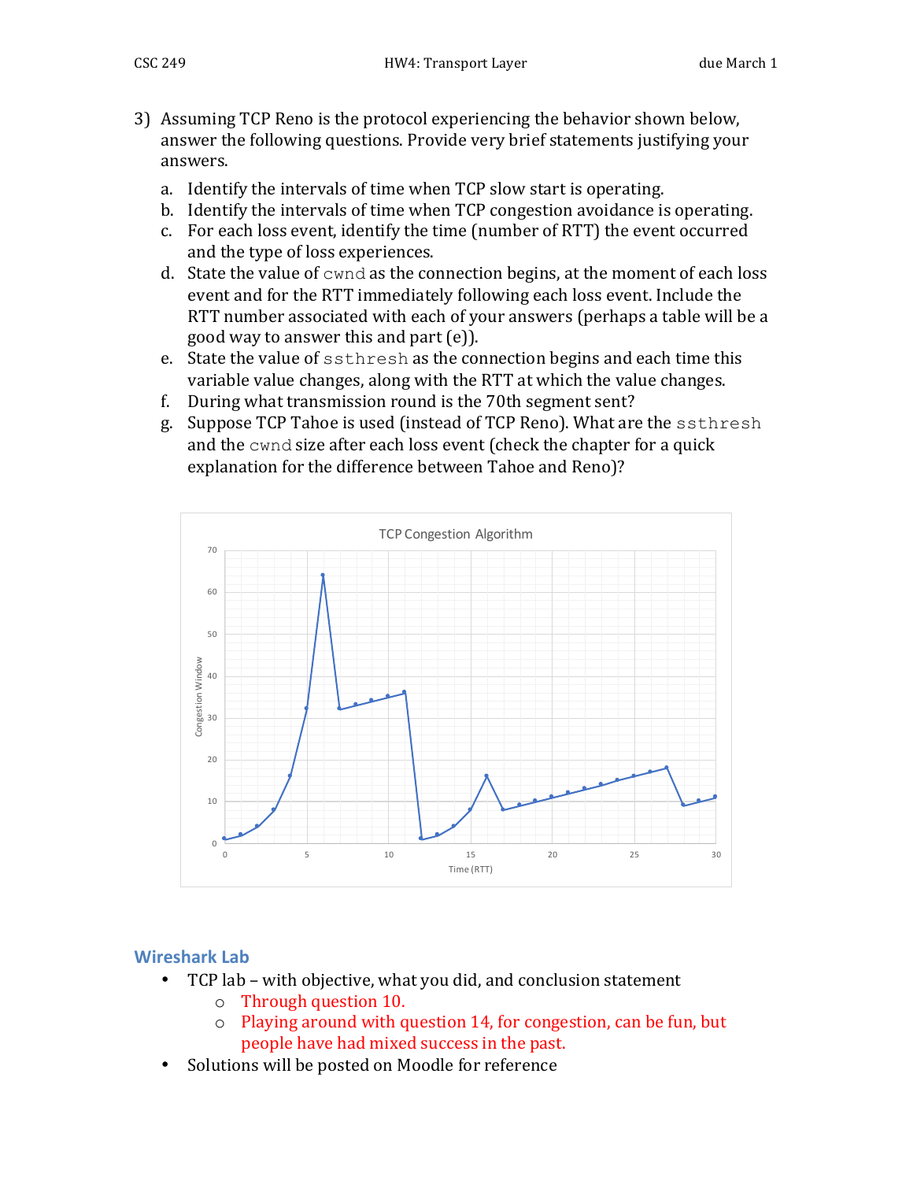3) Assuming TCP Reno is the protocol experiencing the behavior shown below, answer the following questions. Provide very brief statements justifying your answers.

   a. Identify the intervals of time when TCP slow start is operating.
   b. Identify the intervals of time when TCP congestion avoidance is operating.
   c. For each loss event, identify the time (number of RTT) the event occurred and the type of loss experiences.
   d. State the value of `cwnd` as the connection begins, at the moment of each loss event and for the RTT immediately following each loss event. Include the RTT number associated with each of your answers (perhaps a table will be a good way to answer this and part (e)).
   e. State the value of `ssthresh` as the connection begins and each time this variable value changes, along with the RTT at which the value changes.
   f. During what transmission round is the 70th segment sent?
   g. Suppose TCP Tahoe is used (instead of TCP Reno). What are the `ssthresh` and the `cwnd` size after each loss event (check the chapter for a quick explanation for the difference between Tahoe and Reno)?

TCP Congestion Algorithm

Congestion Window

70
60
50
40
30
20
10
0

0
5
10
15
20
25
30

Time (RTT)

## Wireshark Lab

- TCP lab – with objective, what you did, and conclusion statement
  - Through question 10.
  - Playing around with question 14, for congestion, can be fun, but people have had mixed success in the past.
- Solutions will be posted on Moodle for reference